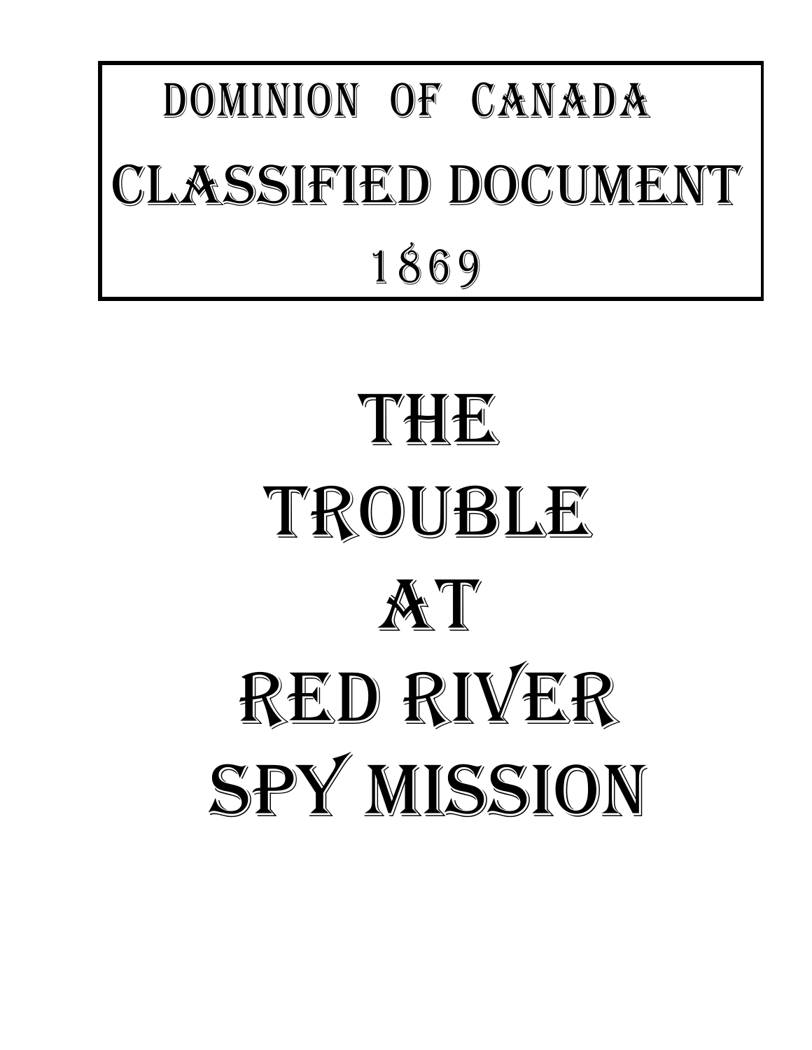DOMINION OF CANADA

CLASSIFIED DOCUMENT

1869

# THE TROUBLE AT RED RIVER SPY MISSION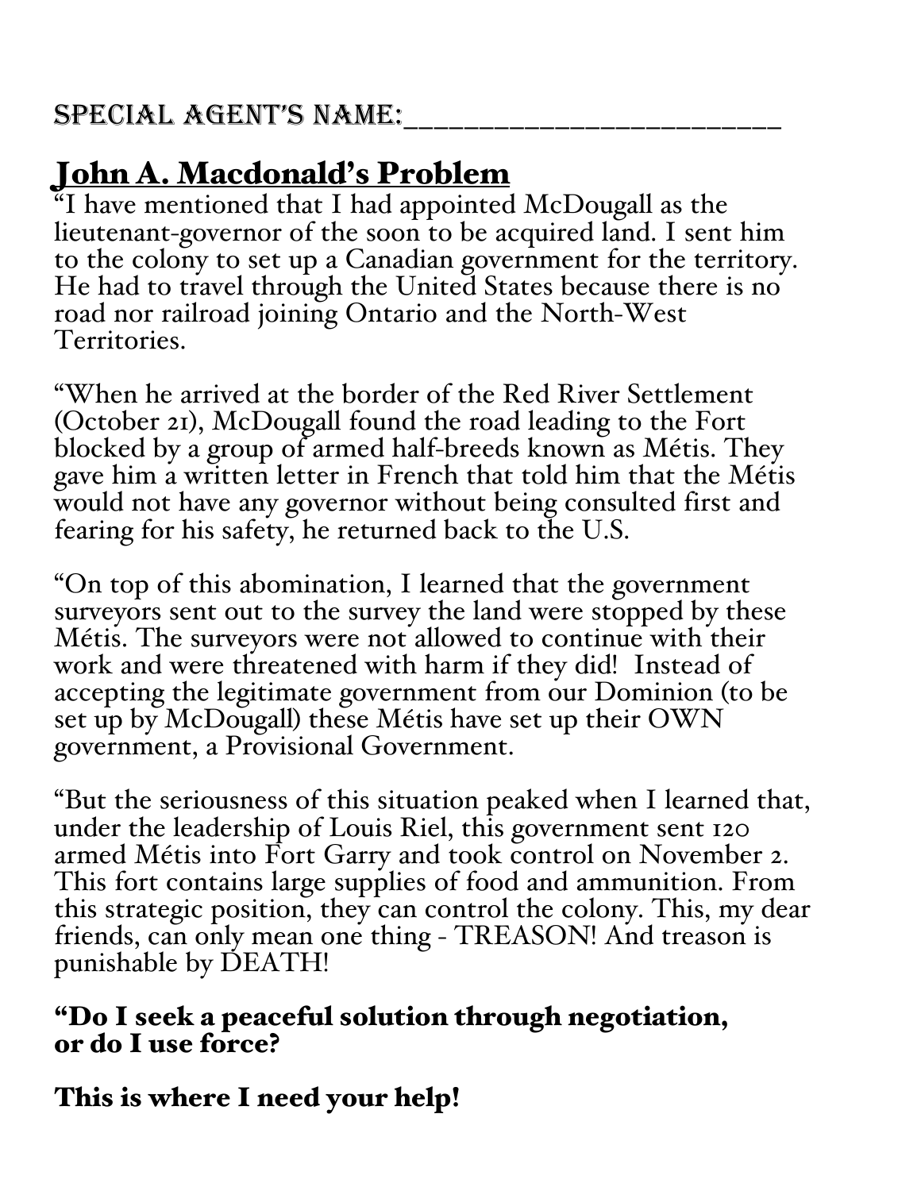SPECIAL AGENT'S NAME:_________________________

## John A. Macdonald's Problem

"I have mentioned that I had appointed McDougall as the lieutenant-governor of the soon to be acquired land. I sent him to the colony to set up a Canadian government for the territory. He had to travel through the United States because there is no road nor railroad joining Ontario and the North-West Territories.

"When he arrived at the border of the Red River Settlement (October 21), McDougall found the road leading to the Fort blocked by a group of armed half-breeds known as Métis. They gave him a written letter in French that told him that the Métis would not have any governor without being consulted first and fearing for his safety, he returned back to the U.S.

"On top of this abomination, I learned that the government surveyors sent out to the survey the land were stopped by these Métis. The surveyors were not allowed to continue with their work and were threatened with harm if they did! Instead of accepting the legitimate government from our Dominion (to be set up by McDougall) these Métis have set up their OWN government, a Provisional Government.

"But the seriousness of this situation peaked when I learned that, under the leadership of Louis Riel, this government sent 120 armed Métis into Fort Garry and took control on November 2. This fort contains large supplies of food and ammunition. From this strategic position, they can control the colony. This, my dear friends, can only mean one thing - TREASON! And treason is punishable by DEATH!

**"Do I seek a peaceful solution through negotiation, or do I use force?**

**This is where I need your help!**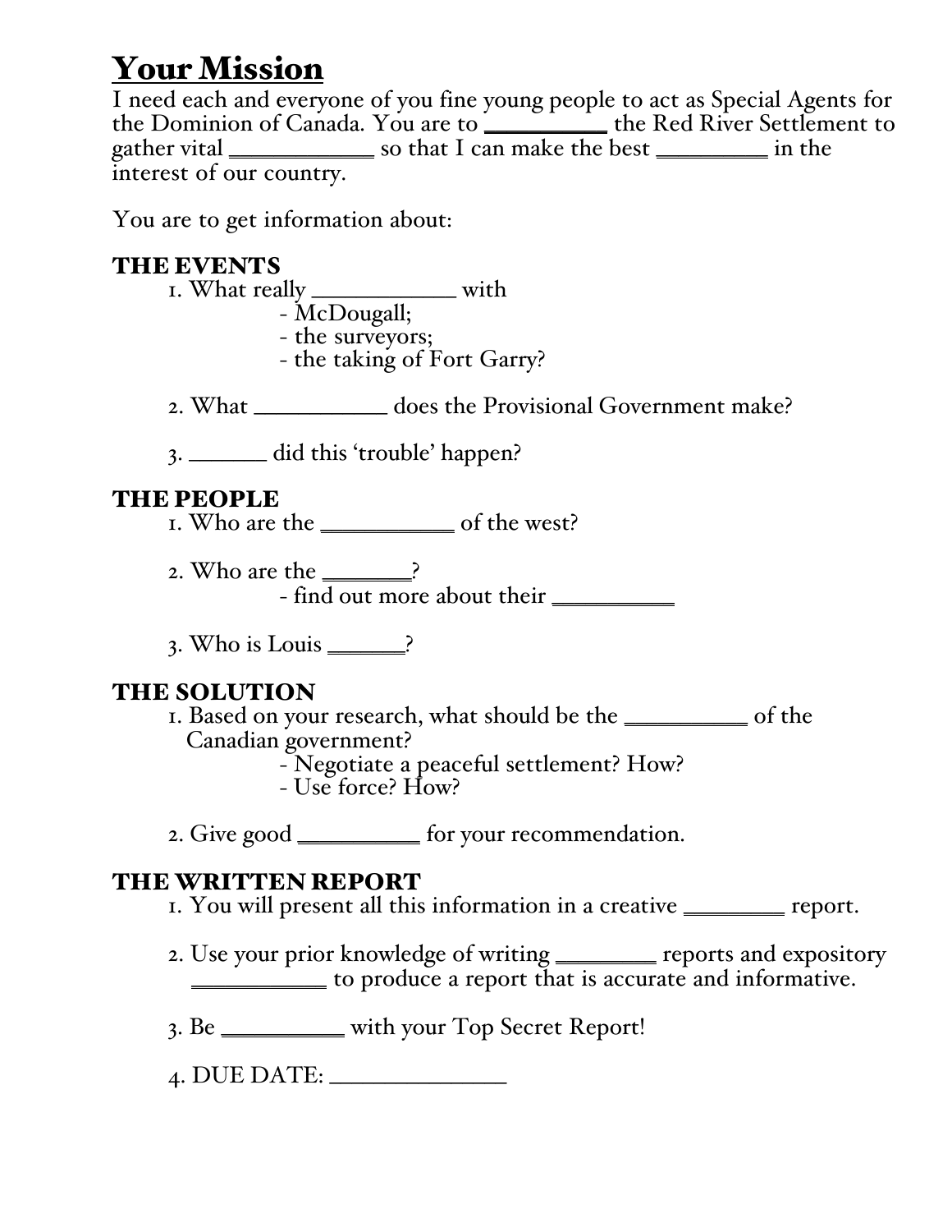## Your Mission

I need each and everyone of you fine young people to act as Special Agents for the Dominion of Canada. You are to __________ the Red River Settlement to gather vital ____________ so that I can make the best _________ in the interest of our country.

You are to get information about:

### THE EVENTS

1. What really ____________ with
   - McDougall;
   - the surveyors;
   - the taking of Fort Garry?

2. What ___________ does the Provisional Government make?

3. ______ did this 'trouble' happen?

### THE PEOPLE

1. Who are the ___________ of the west?

2. Who are the _______?
   - find out more about their __________

3. Who is Louis ______?

### THE SOLUTION

1. Based on your research, what should be the __________ of the Canadian government?
   - Negotiate a peaceful settlement? How?
   - Use force? How?

2. Give good __________ for your recommendation.

### THE WRITTEN REPORT

1. You will present all this information in a creative ________ report.

2. Use your prior knowledge of writing ________ reports and expository ___________ to produce a report that is accurate and informative.

3. Be __________ with your Top Secret Report!

4. DUE DATE: ______________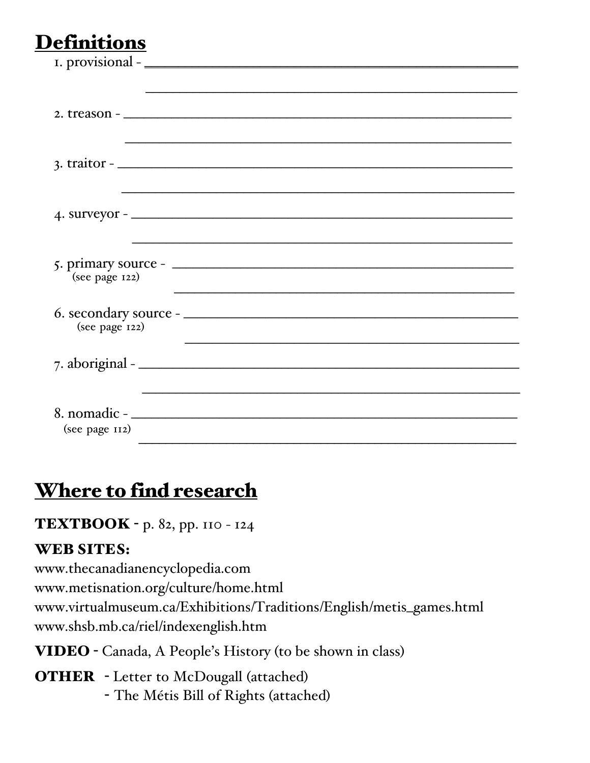## Definitions

1. provisional - ______________________________________________

______________________________________________

2. treason - ______________________________________________

______________________________________________

3. traitor - ______________________________________________

______________________________________________

4. surveyor - ______________________________________________

______________________________________________

5. primary source - ______________________________________________
(see page 122)

______________________________________________

6. secondary source - ______________________________________________
(see page 122)

______________________________________________

7. aboriginal - ______________________________________________

______________________________________________

8. nomadic - ______________________________________________
(see page 112)

______________________________________________

## Where to find research

**TEXTBOOK** - p. 82, pp. 110 - 124

**WEB SITES:**

www.thecanadianencyclopedia.com
www.metisnation.org/culture/home.html
www.virtualmuseum.ca/Exhibitions/Traditions/English/metis_games.html
www.shsb.mb.ca/riel/indexenglish.htm

**VIDEO** - Canada, A People's History (to be shown in class)

**OTHER** - Letter to McDougall (attached)
- The Métis Bill of Rights (attached)